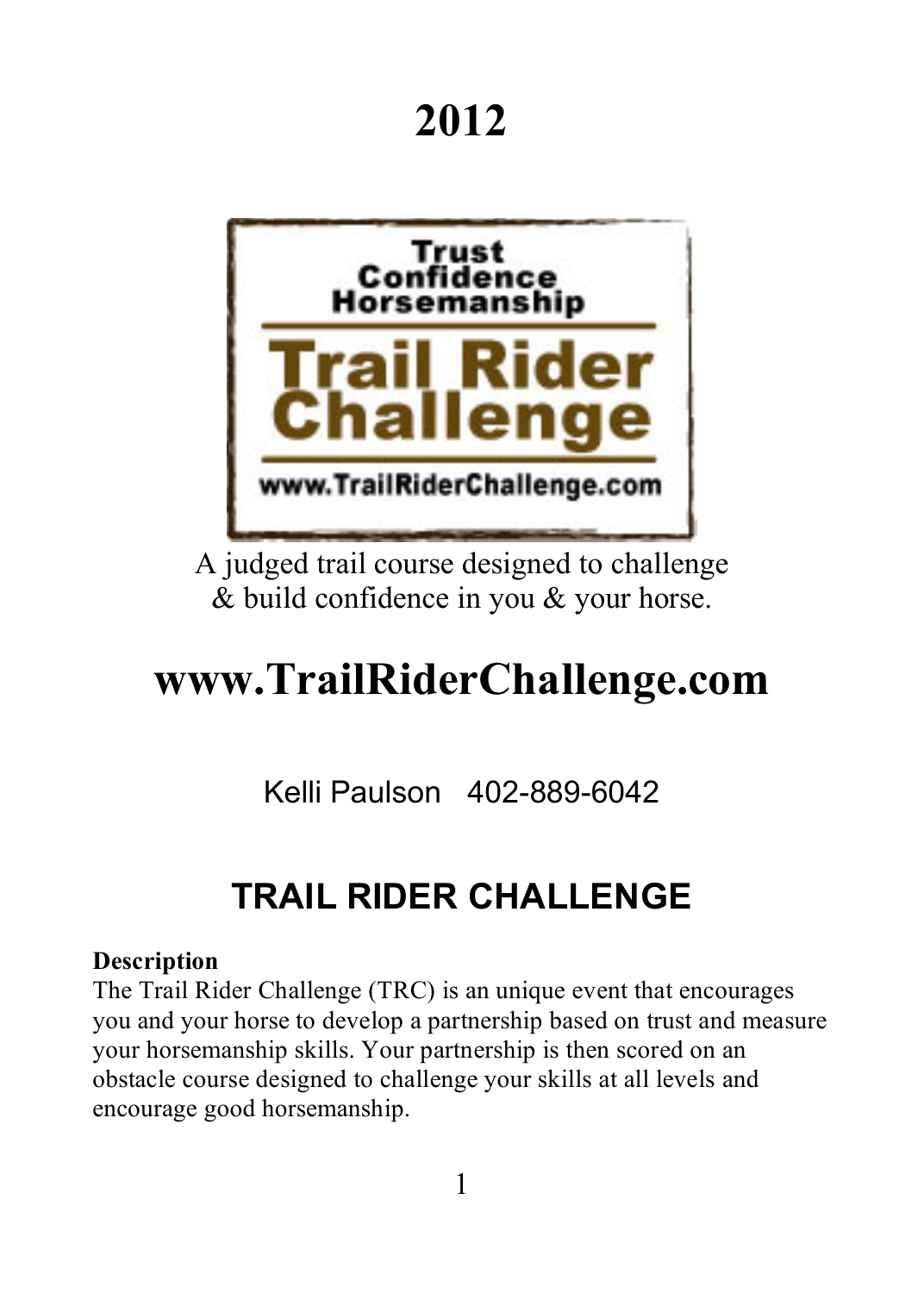# 2012

Trust
Confidence
Horsemanship

**Trail Rider Challenge**

www.TrailRiderChallenge.com

A judged trail course designed to challenge & build confidence in you & your horse.

# www.TrailRiderChallenge.com

Kelli Paulson 402-889-6042

## TRAIL RIDER CHALLENGE

**Description**

The Trail Rider Challenge (TRC) is an unique event that encourages you and your horse to develop a partnership based on trust and measure your horsemanship skills. Your partnership is then scored on an obstacle course designed to challenge your skills at all levels and encourage good horsemanship.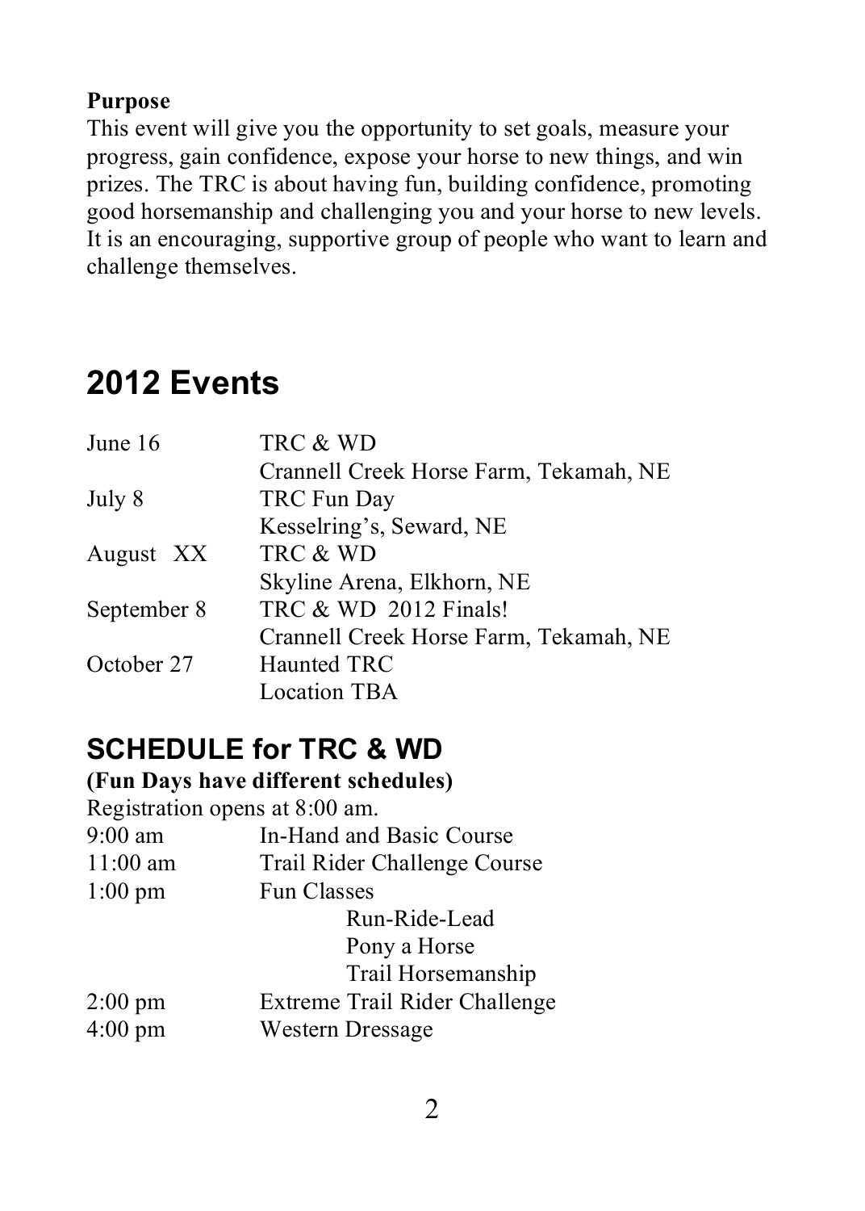**Purpose**

This event will give you the opportunity to set goals, measure your progress, gain confidence, expose your horse to new things, and win prizes. The TRC is about having fun, building confidence, promoting good horsemanship and challenging you and your horse to new levels. It is an encouraging, supportive group of people who want to learn and challenge themselves.

## 2012 Events

| | |
|---|---|
| June 16 | TRC & WD<br>Crannell Creek Horse Farm, Tekamah, NE |
| July 8 | TRC Fun Day<br>Kesselring's, Seward, NE |
| August XX | TRC & WD<br>Skyline Arena, Elkhorn, NE |
| September 8 | TRC & WD 2012 Finals!<br>Crannell Creek Horse Farm, Tekamah, NE |
| October 27 | Haunted TRC<br>Location TBA |

## SCHEDULE for TRC & WD

**(Fun Days have different schedules)**

Registration opens at 8:00 am.

| | |
|---|---|
| 9:00 am | In-Hand and Basic Course |
| 11:00 am | Trail Rider Challenge Course |
| 1:00 pm | Fun Classes<br>Run-Ride-Lead<br>Pony a Horse<br>Trail Horsemanship |
| 2:00 pm | Extreme Trail Rider Challenge |
| 4:00 pm | Western Dressage |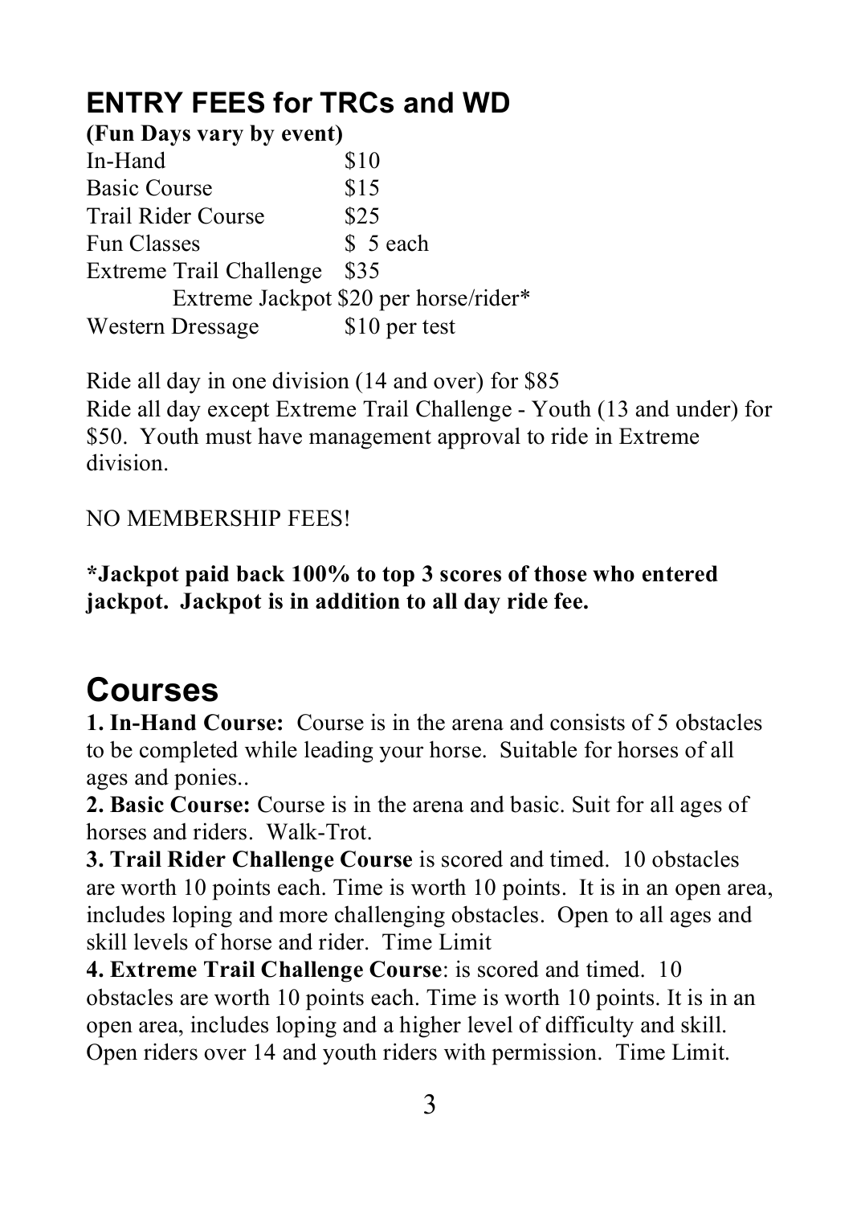## ENTRY FEES for TRCs and WD

**(Fun Days vary by event)**

| | |
|---|---|
| In-Hand | $10 |
| Basic Course | $15 |
| Trail Rider Course | $25 |
| Fun Classes | $ 5 each |
| Extreme Trail Challenge | $35 |
| Extreme Jackpot | $20 per horse/rider* |
| Western Dressage | $10 per test |

Ride all day in one division (14 and over) for $85

Ride all day except Extreme Trail Challenge - Youth (13 and under) for $50. Youth must have management approval to ride in Extreme division.

NO MEMBERSHIP FEES!

**\*Jackpot paid back 100% to top 3 scores of those who entered jackpot. Jackpot is in addition to all day ride fee.**

# Courses

**1. In-Hand Course:** Course is in the arena and consists of 5 obstacles to be completed while leading your horse. Suitable for horses of all ages and ponies..

**2. Basic Course:** Course is in the arena and basic. Suit for all ages of horses and riders. Walk-Trot.

**3. Trail Rider Challenge Course** is scored and timed. 10 obstacles are worth 10 points each. Time is worth 10 points. It is in an open area, includes loping and more challenging obstacles. Open to all ages and skill levels of horse and rider. Time Limit

**4. Extreme Trail Challenge Course**: is scored and timed. 10 obstacles are worth 10 points each. Time is worth 10 points. It is in an open area, includes loping and a higher level of difficulty and skill. Open riders over 14 and youth riders with permission. Time Limit.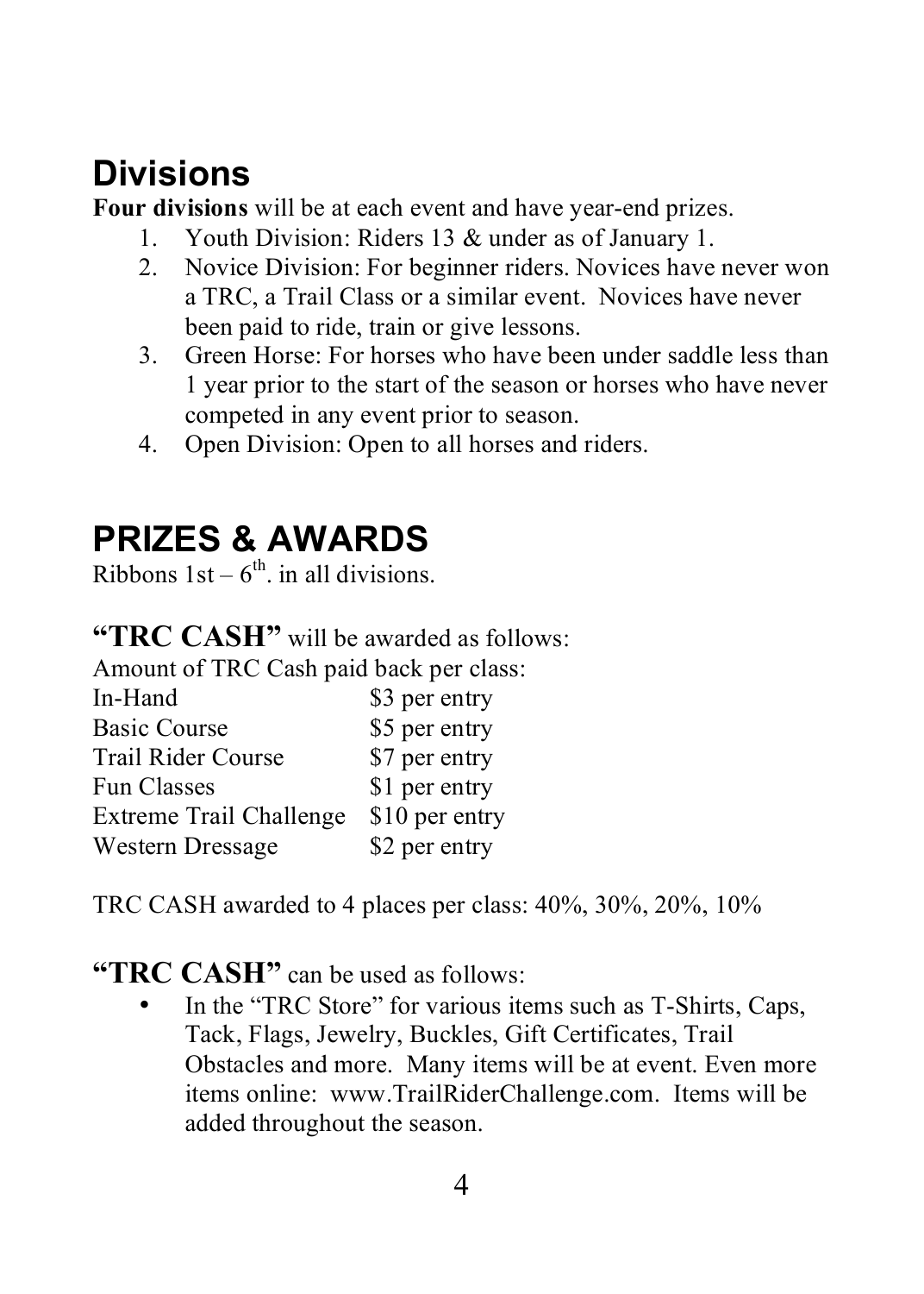## Divisions

**Four divisions** will be at each event and have year-end prizes.

1. Youth Division: Riders 13 & under as of January 1.
2. Novice Division: For beginner riders. Novices have never won a TRC, a Trail Class or a similar event. Novices have never been paid to ride, train or give lessons.
3. Green Horse: For horses who have been under saddle less than 1 year prior to the start of the season or horses who have never competed in any event prior to season.
4. Open Division: Open to all horses and riders.

## PRIZES & AWARDS

Ribbons 1st – 6th. in all divisions.

### "TRC CASH" will be awarded as follows:

Amount of TRC Cash paid back per class:

| | |
|---|---|
| In-Hand | $3 per entry |
| Basic Course | $5 per entry |
| Trail Rider Course | $7 per entry |
| Fun Classes | $1 per entry |
| Extreme Trail Challenge | $10 per entry |
| Western Dressage | $2 per entry |

TRC CASH awarded to 4 places per class: 40%, 30%, 20%, 10%

### "TRC CASH" can be used as follows:

- In the "TRC Store" for various items such as T-Shirts, Caps, Tack, Flags, Jewelry, Buckles, Gift Certificates, Trail Obstacles and more. Many items will be at event. Even more items online: www.TrailRiderChallenge.com. Items will be added throughout the season.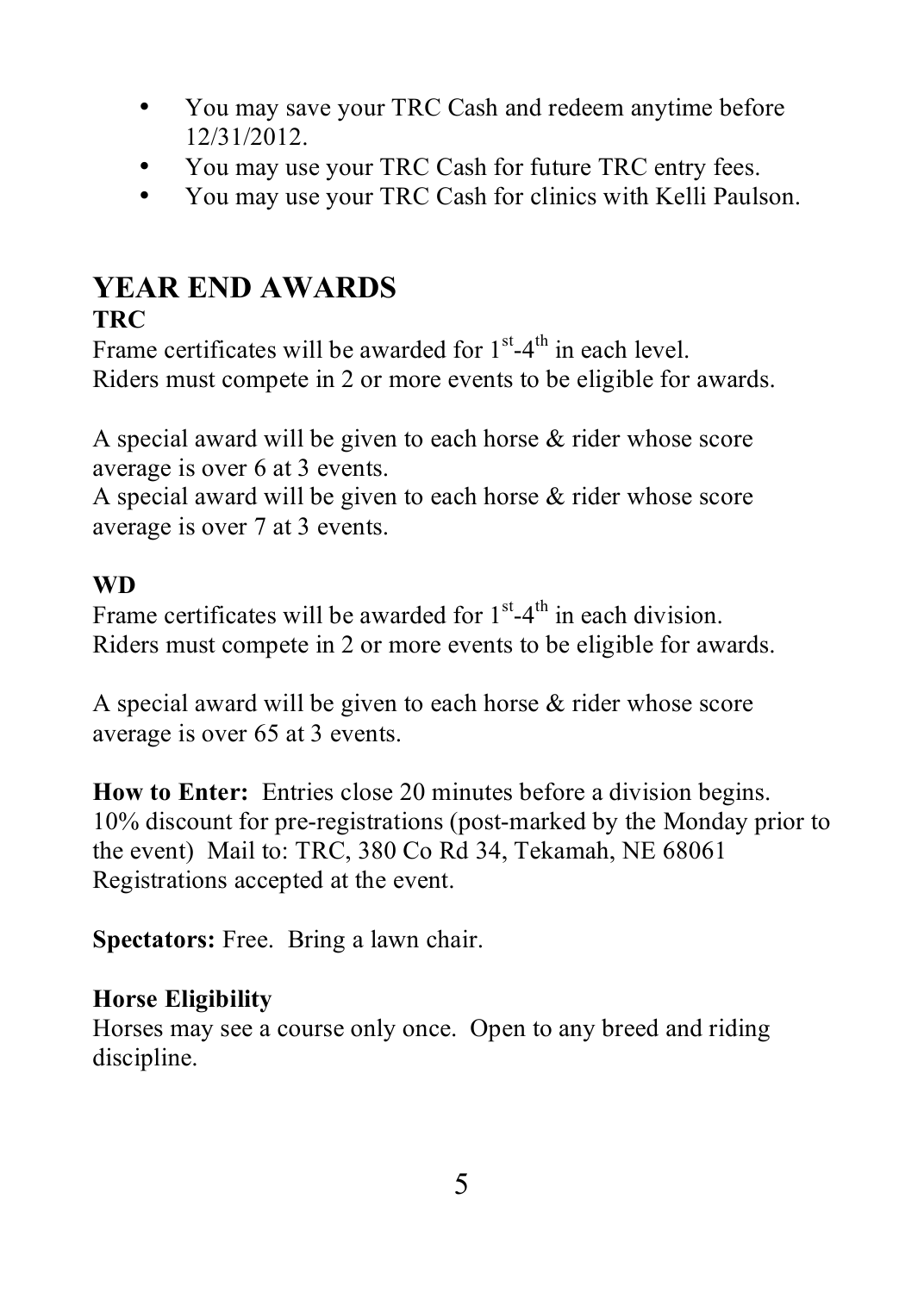- You may save your TRC Cash and redeem anytime before 12/31/2012.
- You may use your TRC Cash for future TRC entry fees.
- You may use your TRC Cash for clinics with Kelli Paulson.

## YEAR END AWARDS

**TRC**

Frame certificates will be awarded for 1st-4th in each level.
Riders must compete in 2 or more events to be eligible for awards.

A special award will be given to each horse & rider whose score average is over 6 at 3 events.
A special award will be given to each horse & rider whose score average is over 7 at 3 events.

**WD**

Frame certificates will be awarded for 1st-4th in each division.
Riders must compete in 2 or more events to be eligible for awards.

A special award will be given to each horse & rider whose score average is over 65 at 3 events.

**How to Enter:** Entries close 20 minutes before a division begins.
10% discount for pre-registrations (post-marked by the Monday prior to the event) Mail to: TRC, 380 Co Rd 34, Tekamah, NE 68061
Registrations accepted at the event.

**Spectators:** Free. Bring a lawn chair.

**Horse Eligibility**

Horses may see a course only once. Open to any breed and riding discipline.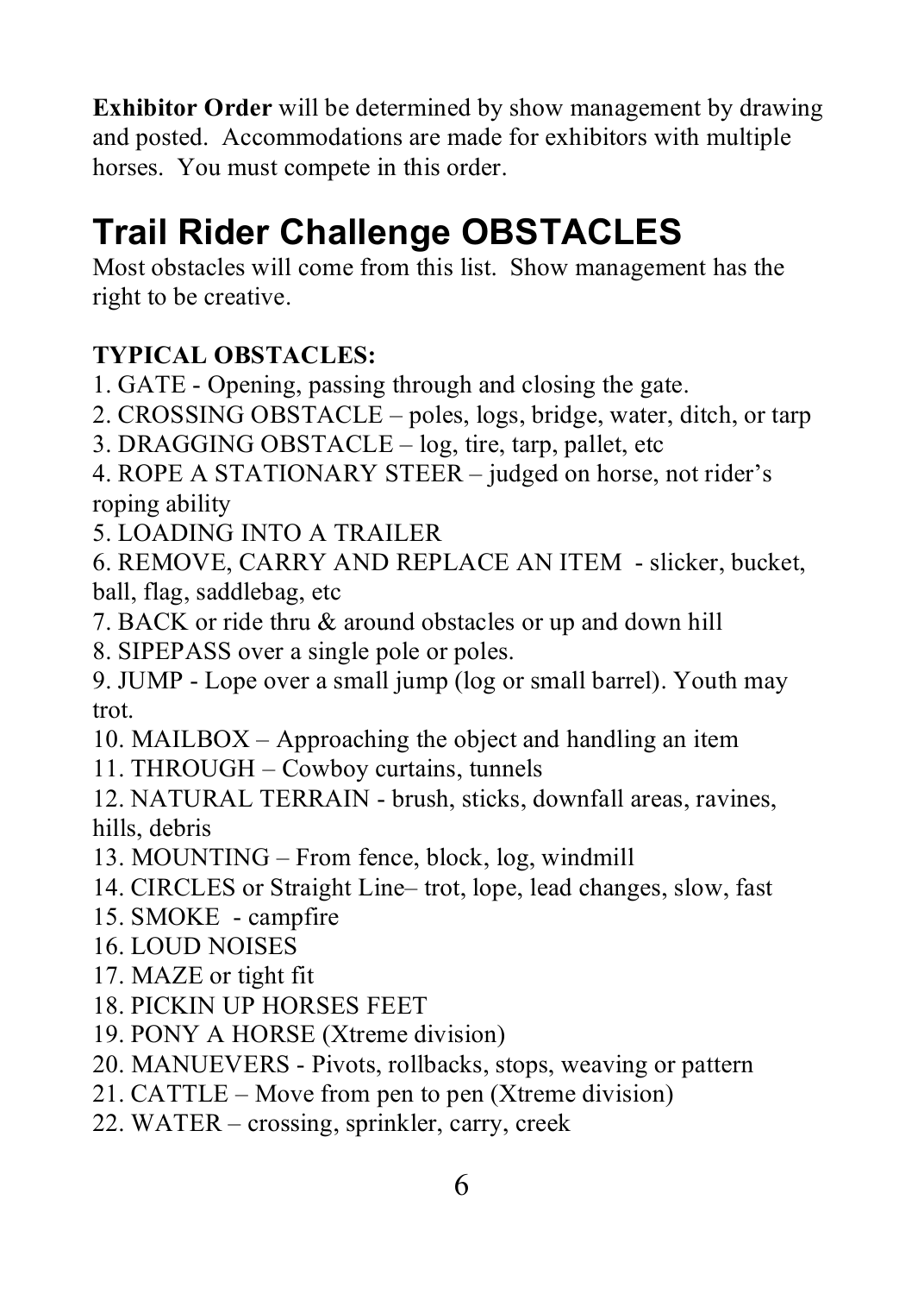**Exhibitor Order** will be determined by show management by drawing and posted. Accommodations are made for exhibitors with multiple horses. You must compete in this order.

# Trail Rider Challenge OBSTACLES

Most obstacles will come from this list. Show management has the right to be creative.

**TYPICAL OBSTACLES:**

1. GATE - Opening, passing through and closing the gate.
2. CROSSING OBSTACLE – poles, logs, bridge, water, ditch, or tarp
3. DRAGGING OBSTACLE – log, tire, tarp, pallet, etc
4. ROPE A STATIONARY STEER – judged on horse, not rider's roping ability
5. LOADING INTO A TRAILER
6. REMOVE, CARRY AND REPLACE AN ITEM - slicker, bucket, ball, flag, saddlebag, etc
7. BACK or ride thru & around obstacles or up and down hill
8. SIPEPASS over a single pole or poles.
9. JUMP - Lope over a small jump (log or small barrel). Youth may trot.
10. MAILBOX – Approaching the object and handling an item
11. THROUGH – Cowboy curtains, tunnels
12. NATURAL TERRAIN - brush, sticks, downfall areas, ravines, hills, debris
13. MOUNTING – From fence, block, log, windmill
14. CIRCLES or Straight Line– trot, lope, lead changes, slow, fast
15. SMOKE - campfire
16. LOUD NOISES
17. MAZE or tight fit
18. PICKIN UP HORSES FEET
19. PONY A HORSE (Xtreme division)
20. MANUEVERS - Pivots, rollbacks, stops, weaving or pattern
21. CATTLE – Move from pen to pen (Xtreme division)
22. WATER – crossing, sprinkler, carry, creek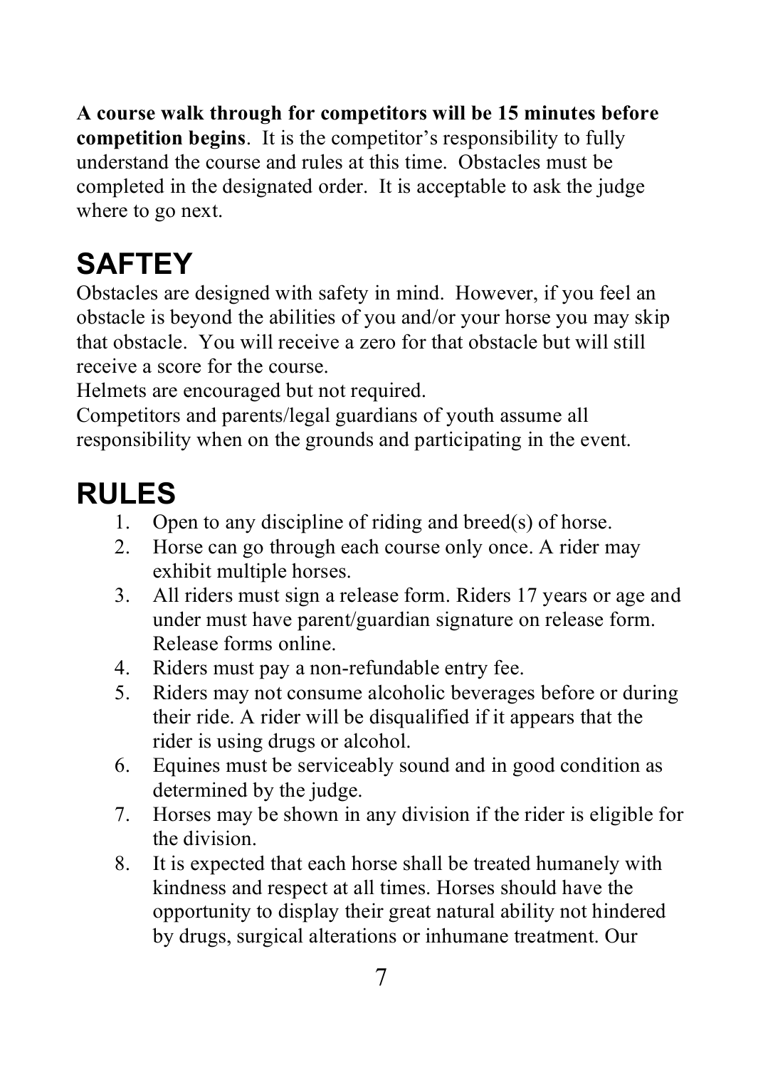**A course walk through for competitors will be 15 minutes before competition begins**. It is the competitor's responsibility to fully understand the course and rules at this time. Obstacles must be completed in the designated order. It is acceptable to ask the judge where to go next.

# SAFTEY

Obstacles are designed with safety in mind. However, if you feel an obstacle is beyond the abilities of you and/or your horse you may skip that obstacle. You will receive a zero for that obstacle but will still receive a score for the course.

Helmets are encouraged but not required.

Competitors and parents/legal guardians of youth assume all responsibility when on the grounds and participating in the event.

# RULES

1. Open to any discipline of riding and breed(s) of horse.
2. Horse can go through each course only once. A rider may exhibit multiple horses.
3. All riders must sign a release form. Riders 17 years or age and under must have parent/guardian signature on release form. Release forms online.
4. Riders must pay a non-refundable entry fee.
5. Riders may not consume alcoholic beverages before or during their ride. A rider will be disqualified if it appears that the rider is using drugs or alcohol.
6. Equines must be serviceably sound and in good condition as determined by the judge.
7. Horses may be shown in any division if the rider is eligible for the division.
8. It is expected that each horse shall be treated humanely with kindness and respect at all times. Horses should have the opportunity to display their great natural ability not hindered by drugs, surgical alterations or inhumane treatment. Our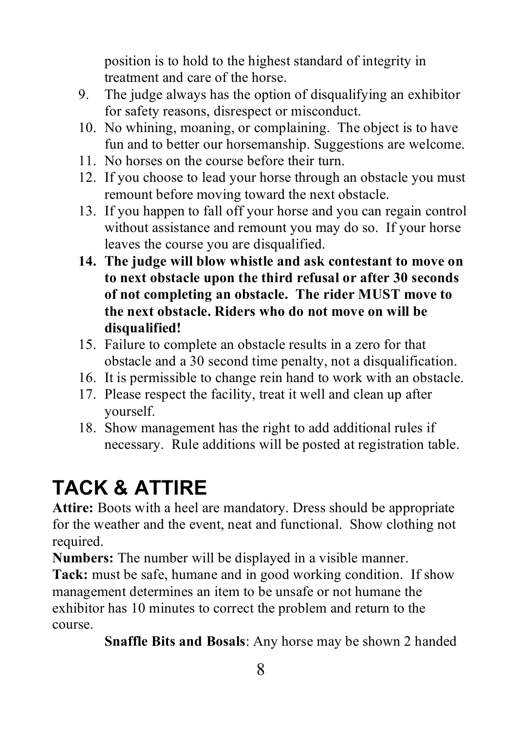position is to hold to the highest standard of integrity in treatment and care of the horse.

9. The judge always has the option of disqualifying an exhibitor for safety reasons, disrespect or misconduct.
10. No whining, moaning, or complaining. The object is to have fun and to better our horsemanship. Suggestions are welcome.
11. No horses on the course before their turn.
12. If you choose to lead your horse through an obstacle you must remount before moving toward the next obstacle.
13. If you happen to fall off your horse and you can regain control without assistance and remount you may do so. If your horse leaves the course you are disqualified.
14. **The judge will blow whistle and ask contestant to move on to next obstacle upon the third refusal or after 30 seconds of not completing an obstacle. The rider MUST move to the next obstacle. Riders who do not move on will be disqualified!**
15. Failure to complete an obstacle results in a zero for that obstacle and a 30 second time penalty, not a disqualification.
16. It is permissible to change rein hand to work with an obstacle.
17. Please respect the facility, treat it well and clean up after yourself.
18. Show management has the right to add additional rules if necessary. Rule additions will be posted at registration table.

# TACK & ATTIRE

**Attire:** Boots with a heel are mandatory. Dress should be appropriate for the weather and the event, neat and functional. Show clothing not required.

**Numbers:** The number will be displayed in a visible manner.

**Tack:** must be safe, humane and in good working condition. If show management determines an item to be unsafe or not humane the exhibitor has 10 minutes to correct the problem and return to the course.

**Snaffle Bits and Bosals**: Any horse may be shown 2 handed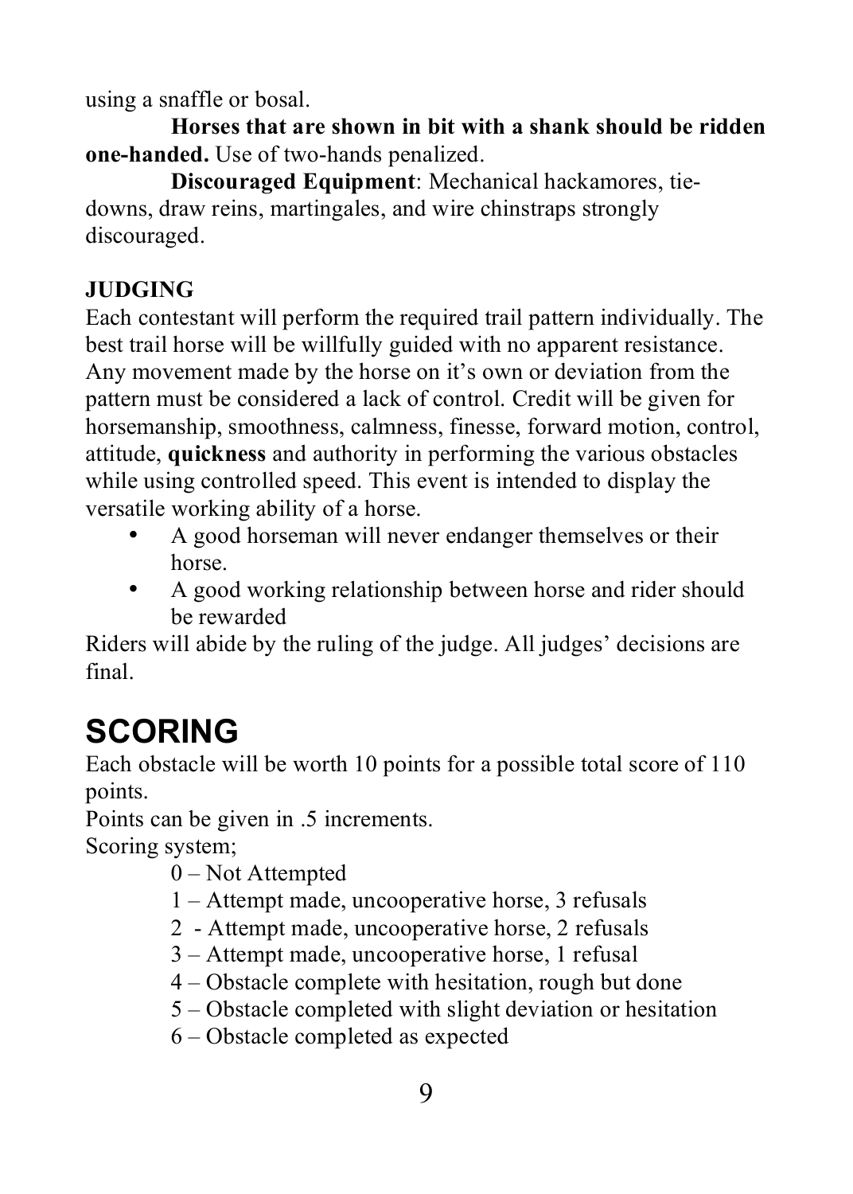using a snaffle or bosal.

**Horses that are shown in bit with a shank should be ridden one-handed.** Use of two-hands penalized.

**Discouraged Equipment**: Mechanical hackamores, tie-downs, draw reins, martingales, and wire chinstraps strongly discouraged.

**JUDGING**

Each contestant will perform the required trail pattern individually. The best trail horse will be willfully guided with no apparent resistance. Any movement made by the horse on it's own or deviation from the pattern must be considered a lack of control. Credit will be given for horsemanship, smoothness, calmness, finesse, forward motion, control, attitude, **quickness** and authority in performing the various obstacles while using controlled speed. This event is intended to display the versatile working ability of a horse.

- A good horseman will never endanger themselves or their horse.
- A good working relationship between horse and rider should be rewarded

Riders will abide by the ruling of the judge. All judges' decisions are final.

# SCORING

Each obstacle will be worth 10 points for a possible total score of 110 points.

Points can be given in .5 increments.

Scoring system;

- 0 – Not Attempted
- 1 – Attempt made, uncooperative horse, 3 refusals
- 2 - Attempt made, uncooperative horse, 2 refusals
- 3 – Attempt made, uncooperative horse, 1 refusal
- 4 – Obstacle complete with hesitation, rough but done
- 5 – Obstacle completed with slight deviation or hesitation
- 6 – Obstacle completed as expected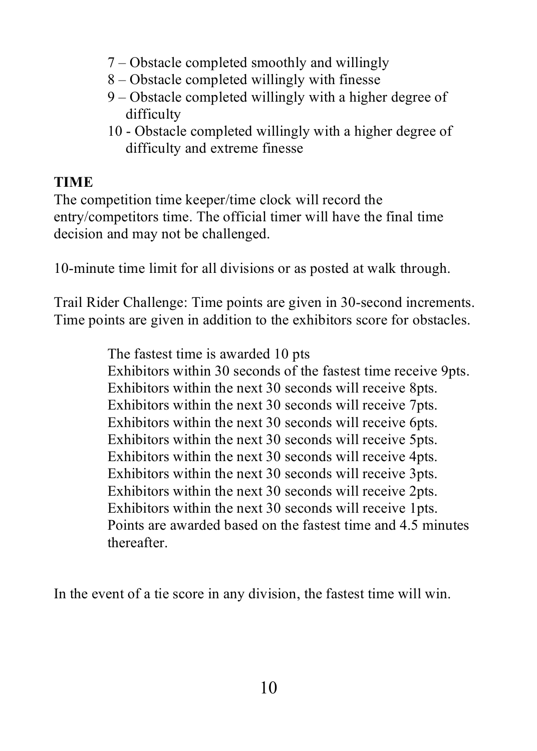7 – Obstacle completed smoothly and willingly
8 – Obstacle completed willingly with finesse
9 – Obstacle completed willingly with a higher degree of difficulty
10 - Obstacle completed willingly with a higher degree of difficulty and extreme finesse

**TIME**

The competition time keeper/time clock will record the entry/competitors time. The official timer will have the final time decision and may not be challenged.

10-minute time limit for all divisions or as posted at walk through.

Trail Rider Challenge: Time points are given in 30-second increments. Time points are given in addition to the exhibitors score for obstacles.

> The fastest time is awarded 10 pts
> Exhibitors within 30 seconds of the fastest time receive 9pts.
> Exhibitors within the next 30 seconds will receive 8pts.
> Exhibitors within the next 30 seconds will receive 7pts.
> Exhibitors within the next 30 seconds will receive 6pts.
> Exhibitors within the next 30 seconds will receive 5pts.
> Exhibitors within the next 30 seconds will receive 4pts.
> Exhibitors within the next 30 seconds will receive 3pts.
> Exhibitors within the next 30 seconds will receive 2pts.
> Exhibitors within the next 30 seconds will receive 1pts.
> Points are awarded based on the fastest time and 4.5 minutes thereafter.

In the event of a tie score in any division, the fastest time will win.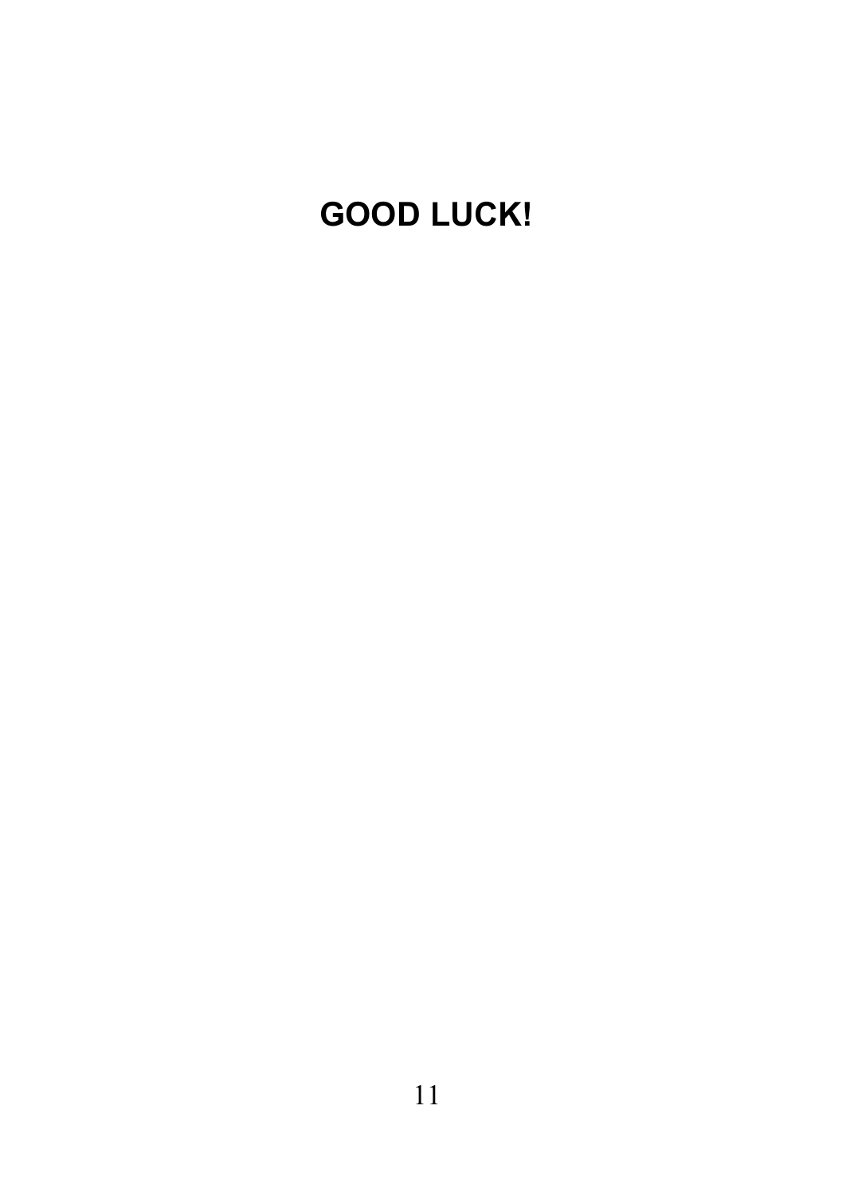**GOOD LUCK!**